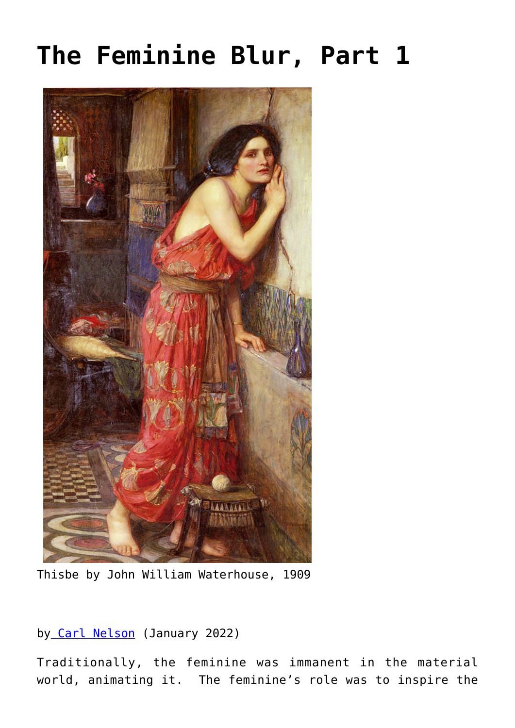# The Feminine Blur, Part 1

Thisbe by John William Waterhouse, 1909

by [Carl Nelson](#) (January 2022)

Traditionally, the feminine was immanent in the material world, animating it. The feminine's role was to inspire the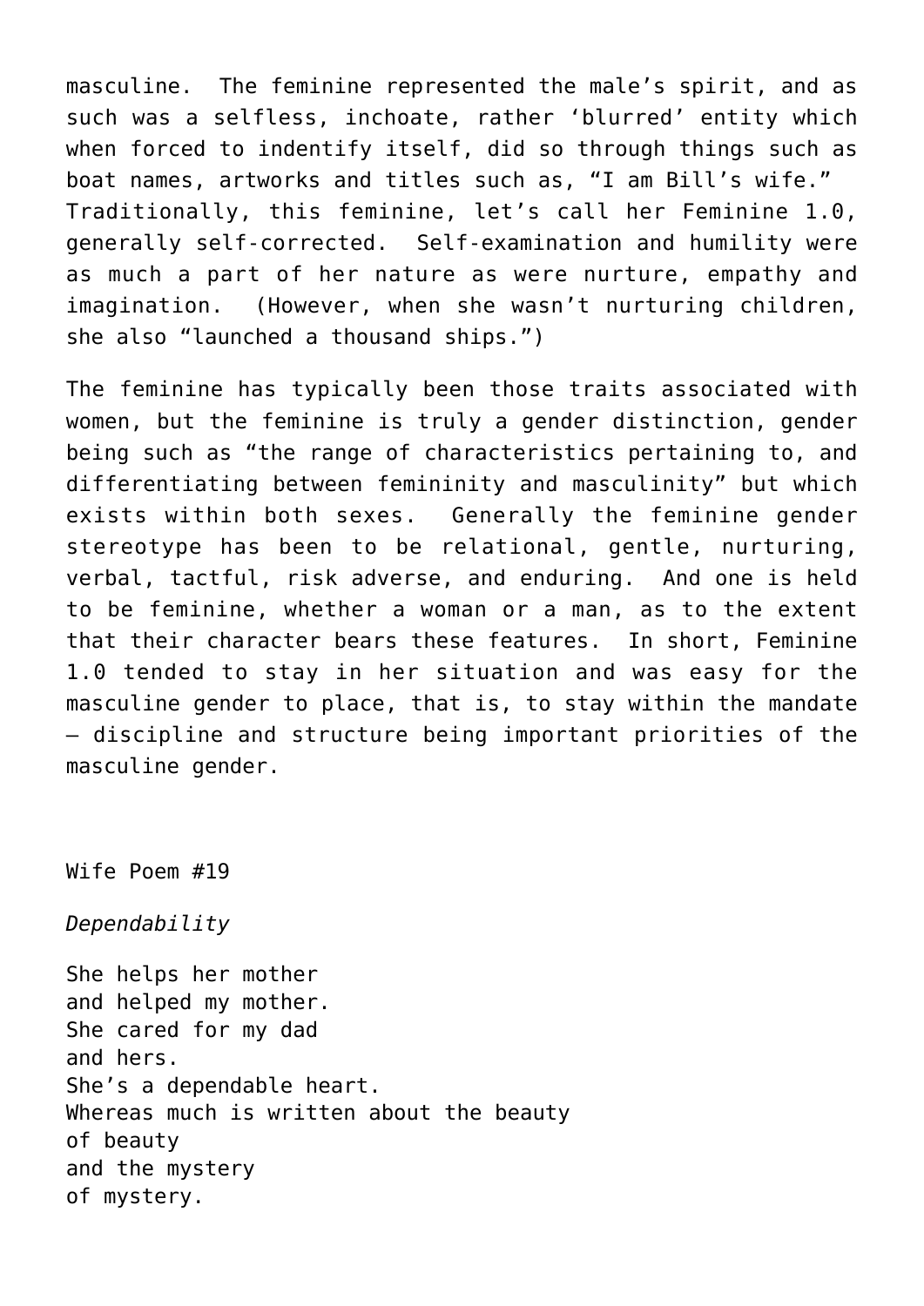masculine. The feminine represented the male's spirit, and as such was a selfless, inchoate, rather 'blurred' entity which when forced to indentify itself, did so through things such as boat names, artworks and titles such as, "I am Bill's wife." Traditionally, this feminine, let's call her Feminine 1.0, generally self-corrected. Self-examination and humility were as much a part of her nature as were nurture, empathy and imagination. (However, when she wasn't nurturing children, she also "launched a thousand ships.")

The feminine has typically been those traits associated with women, but the feminine is truly a gender distinction, gender being such as "the range of characteristics pertaining to, and differentiating between femininity and masculinity" but which exists within both sexes. Generally the feminine gender stereotype has been to be relational, gentle, nurturing, verbal, tactful, risk adverse, and enduring. And one is held to be feminine, whether a woman or a man, as to the extent that their character bears these features. In short, Feminine 1.0 tended to stay in her situation and was easy for the masculine gender to place, that is, to stay within the mandate – discipline and structure being important priorities of the masculine gender.

Wife Poem #19

*Dependability*

She helps her mother  
and helped my mother.  
She cared for my dad  
and hers.  
She's a dependable heart.  
Whereas much is written about the beauty  
of beauty  
and the mystery  
of mystery.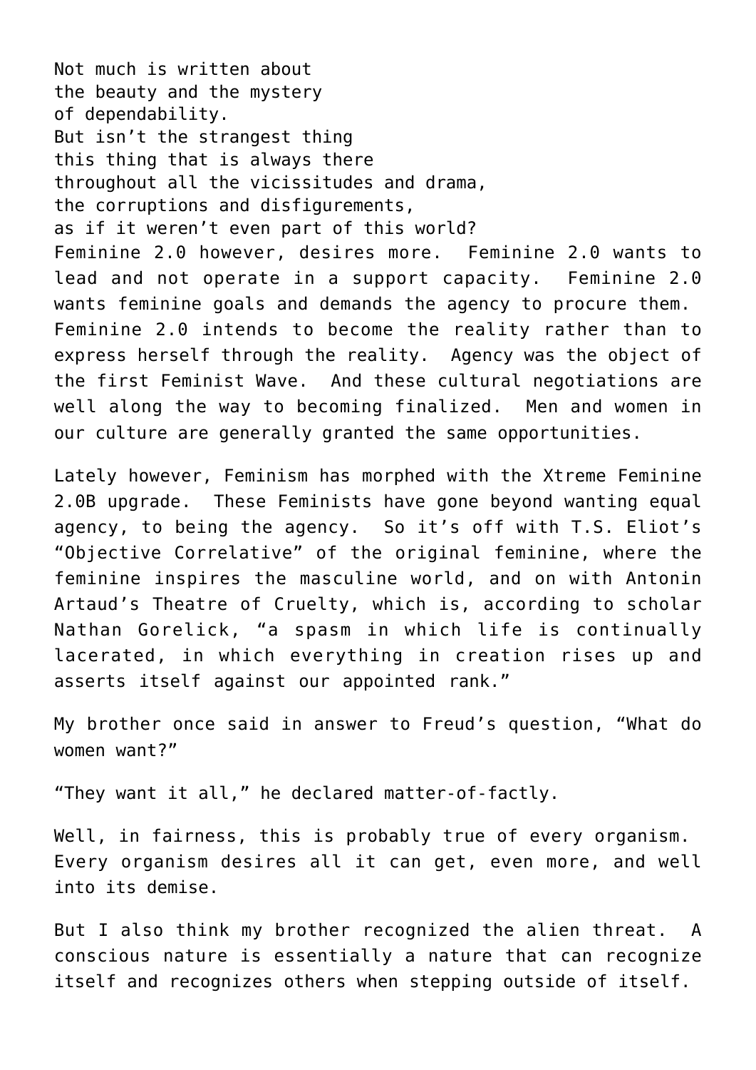Not much is written about  
the beauty and the mystery  
of dependability.  
But isn't the strangest thing  
this thing that is always there  
throughout all the vicissitudes and drama,  
the corruptions and disfigurements,  
as if it weren't even part of this world?

Feminine 2.0 however, desires more. Feminine 2.0 wants to lead and not operate in a support capacity. Feminine 2.0 wants feminine goals and demands the agency to procure them. Feminine 2.0 intends to become the reality rather than to express herself through the reality. Agency was the object of the first Feminist Wave. And these cultural negotiations are well along the way to becoming finalized. Men and women in our culture are generally granted the same opportunities.

Lately however, Feminism has morphed with the Xtreme Feminine 2.0B upgrade. These Feminists have gone beyond wanting equal agency, to being the agency. So it's off with T.S. Eliot's "Objective Correlative" of the original feminine, where the feminine inspires the masculine world, and on with Antonin Artaud's Theatre of Cruelty, which is, according to scholar Nathan Gorelick, "a spasm in which life is continually lacerated, in which everything in creation rises up and asserts itself against our appointed rank."

My brother once said in answer to Freud's question, "What do women want?"

"They want it all," he declared matter-of-factly.

Well, in fairness, this is probably true of every organism. Every organism desires all it can get, even more, and well into its demise.

But I also think my brother recognized the alien threat. A conscious nature is essentially a nature that can recognize itself and recognizes others when stepping outside of itself.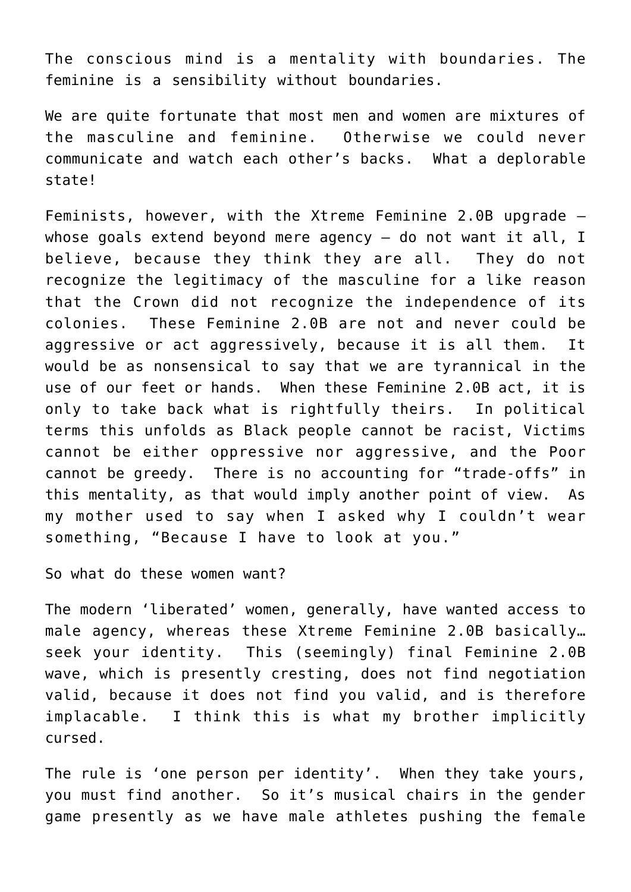The conscious mind is a mentality with boundaries. The feminine is a sensibility without boundaries.

We are quite fortunate that most men and women are mixtures of the masculine and feminine. Otherwise we could never communicate and watch each other's backs. What a deplorable state!

Feminists, however, with the Xtreme Feminine 2.0B upgrade – whose goals extend beyond mere agency – do not want it all, I believe, because they think they are all. They do not recognize the legitimacy of the masculine for a like reason that the Crown did not recognize the independence of its colonies. These Feminine 2.0B are not and never could be aggressive or act aggressively, because it is all them. It would be as nonsensical to say that we are tyrannical in the use of our feet or hands. When these Feminine 2.0B act, it is only to take back what is rightfully theirs. In political terms this unfolds as Black people cannot be racist, Victims cannot be either oppressive nor aggressive, and the Poor cannot be greedy. There is no accounting for "trade-offs" in this mentality, as that would imply another point of view. As my mother used to say when I asked why I couldn't wear something, "Because I have to look at you."

So what do these women want?

The modern 'liberated' women, generally, have wanted access to male agency, whereas these Xtreme Feminine 2.0B basically… seek your identity. This (seemingly) final Feminine 2.0B wave, which is presently cresting, does not find negotiation valid, because it does not find you valid, and is therefore implacable. I think this is what my brother implicitly cursed.

The rule is 'one person per identity'. When they take yours, you must find another. So it's musical chairs in the gender game presently as we have male athletes pushing the female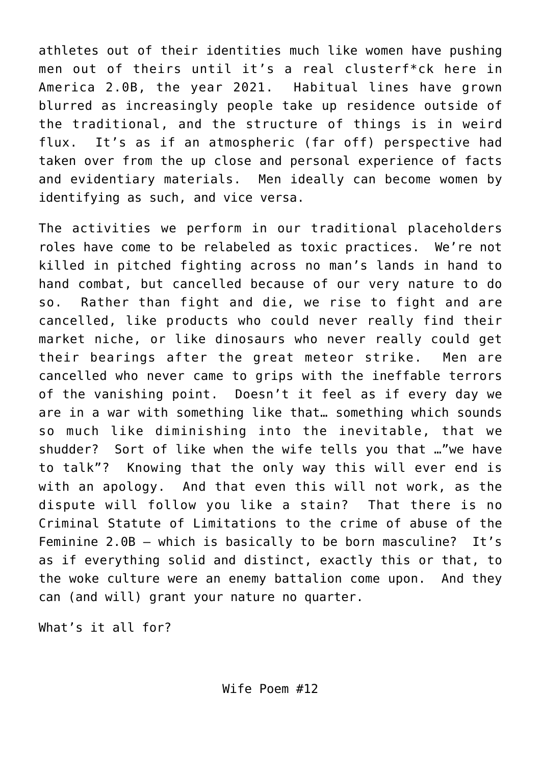athletes out of their identities much like women have pushing men out of theirs until it's a real clusterf*ck here in America 2.0B, the year 2021. Habitual lines have grown blurred as increasingly people take up residence outside of the traditional, and the structure of things is in weird flux. It's as if an atmospheric (far off) perspective had taken over from the up close and personal experience of facts and evidentiary materials. Men ideally can become women by identifying as such, and vice versa.

The activities we perform in our traditional placeholders roles have come to be relabeled as toxic practices. We're not killed in pitched fighting across no man's lands in hand to hand combat, but cancelled because of our very nature to do so. Rather than fight and die, we rise to fight and are cancelled, like products who could never really find their market niche, or like dinosaurs who never really could get their bearings after the great meteor strike. Men are cancelled who never came to grips with the ineffable terrors of the vanishing point. Doesn't it feel as if every day we are in a war with something like that… something which sounds so much like diminishing into the inevitable, that we shudder? Sort of like when the wife tells you that …"we have to talk"? Knowing that the only way this will ever end is with an apology. And that even this will not work, as the dispute will follow you like a stain? That there is no Criminal Statute of Limitations to the crime of abuse of the Feminine 2.0B – which is basically to be born masculine? It's as if everything solid and distinct, exactly this or that, to the woke culture were an enemy battalion come upon. And they can (and will) grant your nature no quarter.

What's it all for?

## Wife Poem #12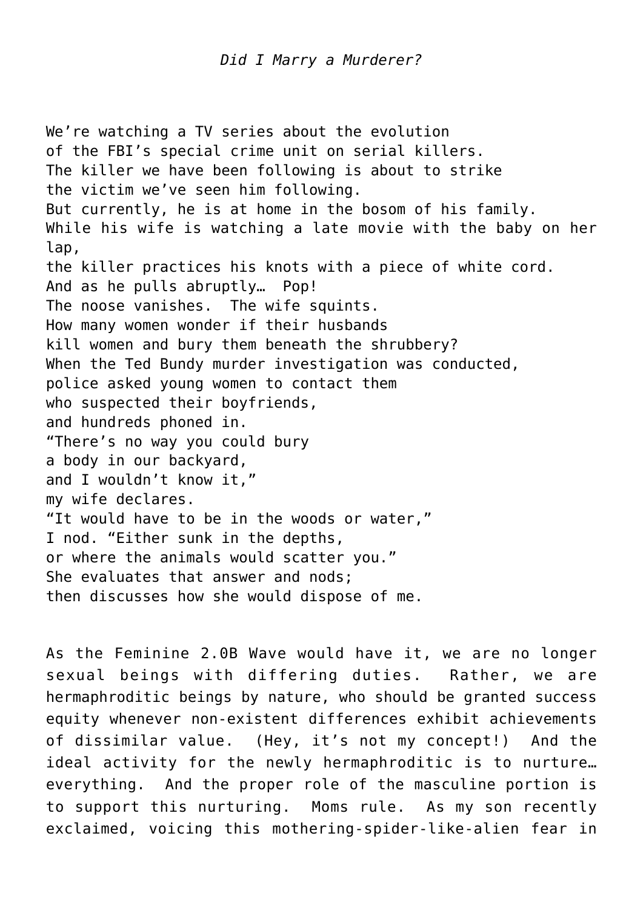*Did I Marry a Murderer?*

We're watching a TV series about the evolution
of the FBI's special crime unit on serial killers.
The killer we have been following is about to strike
the victim we've seen him following.
But currently, he is at home in the bosom of his family.
While his wife is watching a late movie with the baby on her lap,
the killer practices his knots with a piece of white cord.
And as he pulls abruptly… Pop!
The noose vanishes. The wife squints.
How many women wonder if their husbands
kill women and bury them beneath the shrubbery?
When the Ted Bundy murder investigation was conducted,
police asked young women to contact them
who suspected their boyfriends,
and hundreds phoned in.
"There's no way you could bury
a body in our backyard,
and I wouldn't know it,"
my wife declares.
"It would have to be in the woods or water,"
I nod. "Either sunk in the depths,
or where the animals would scatter you."
She evaluates that answer and nods;
then discusses how she would dispose of me.

As the Feminine 2.0B Wave would have it, we are no longer sexual beings with differing duties. Rather, we are hermaphroditic beings by nature, who should be granted success equity whenever non-existent differences exhibit achievements of dissimilar value. (Hey, it's not my concept!) And the ideal activity for the newly hermaphroditic is to nurture… everything. And the proper role of the masculine portion is to support this nurturing. Moms rule. As my son recently exclaimed, voicing this mothering-spider-like-alien fear in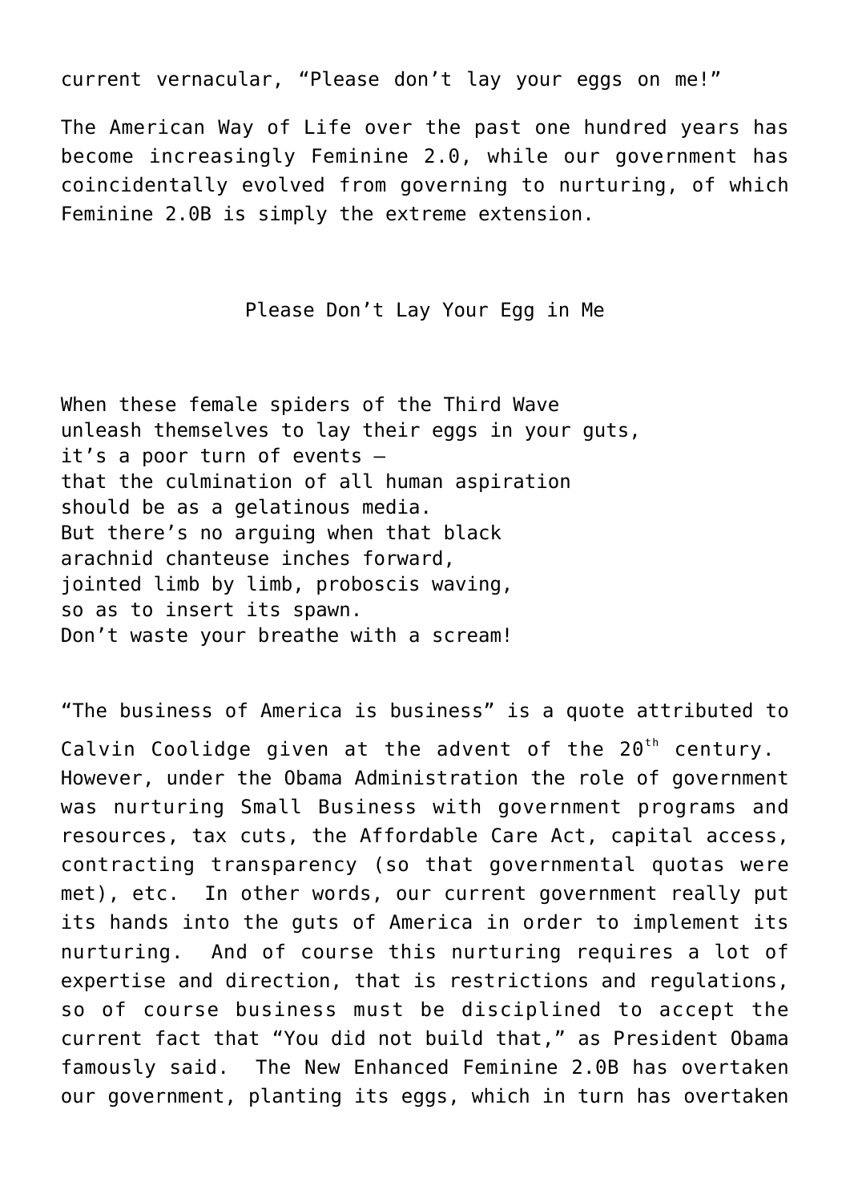current vernacular, “Please don’t lay your eggs on me!”

The American Way of Life over the past one hundred years has become increasingly Feminine 2.0, while our government has coincidentally evolved from governing to nurturing, of which Feminine 2.0B is simply the extreme extension.

### Please Don’t Lay Your Egg in Me

When these female spiders of the Third Wave
unleash themselves to lay their eggs in your guts,
it’s a poor turn of events –
that the culmination of all human aspiration
should be as a gelatinous media.
But there’s no arguing when that black
arachnid chanteuse inches forward,
jointed limb by limb, proboscis waving,
so as to insert its spawn.
Don’t waste your breathe with a scream!

“The business of America is business” is a quote attributed to Calvin Coolidge given at the advent of the 20th century. However, under the Obama Administration the role of government was nurturing Small Business with government programs and resources, tax cuts, the Affordable Care Act, capital access, contracting transparency (so that governmental quotas were met), etc. In other words, our current government really put its hands into the guts of America in order to implement its nurturing. And of course this nurturing requires a lot of expertise and direction, that is restrictions and regulations, so of course business must be disciplined to accept the current fact that “You did not build that,” as President Obama famously said. The New Enhanced Feminine 2.0B has overtaken our government, planting its eggs, which in turn has overtaken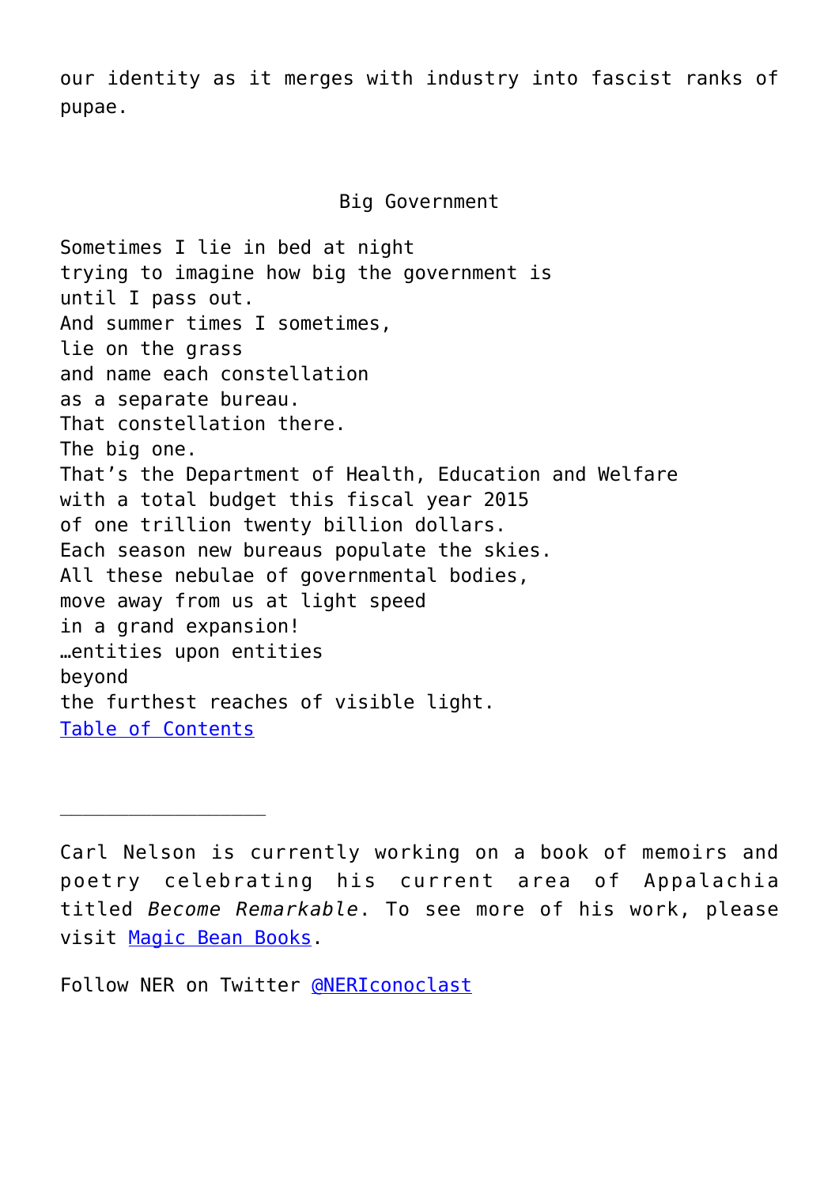our identity as it merges with industry into fascist ranks of pupae.

## Big Government

Sometimes I lie in bed at night  
trying to imagine how big the government is  
until I pass out.  
And summer times I sometimes,  
lie on the grass  
and name each constellation  
as a separate bureau.  
That constellation there.  
The big one.  
That's the Department of Health, Education and Welfare  
with a total budget this fiscal year 2015  
of one trillion twenty billion dollars.  
Each season new bureaus populate the skies.  
All these nebulae of governmental bodies,  
move away from us at light speed  
in a grand expansion!  
…entities upon entities  
beyond  
the furthest reaches of visible light.  
[Table of Contents]

---

Carl Nelson is currently working on a book of memoirs and poetry celebrating his current area of Appalachia titled *Become Remarkable*. To see more of his work, please visit [Magic Bean Books].

Follow NER on Twitter [@NERIconoclast]